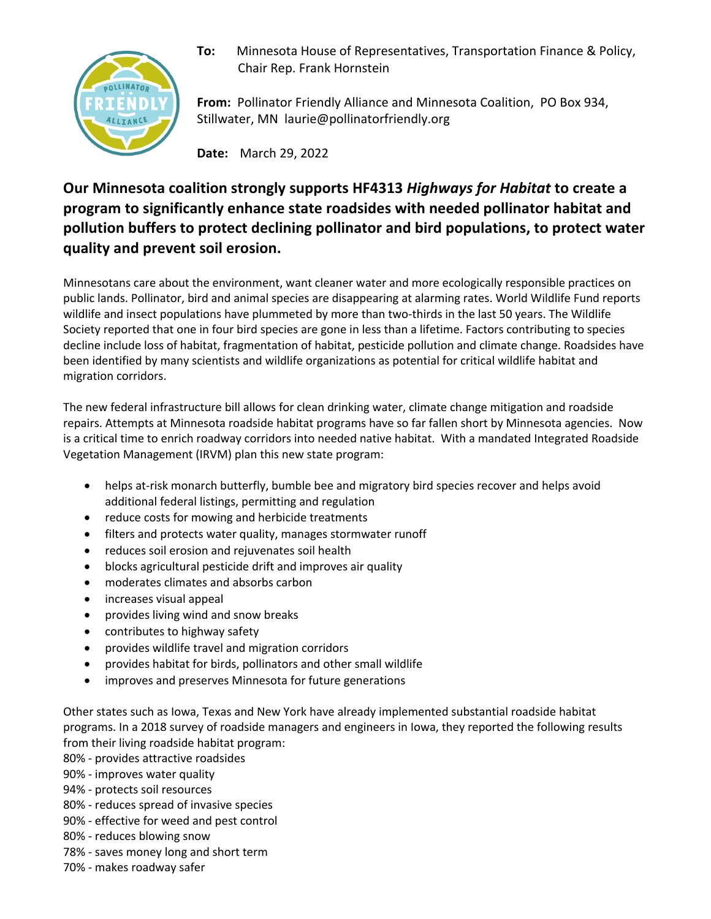**To:** Minnesota House of Representatives, Transportation Finance & Policy, Chair Rep. Frank Hornstein

**From:** Pollinator Friendly Alliance and Minnesota Coalition, PO Box 934, Stillwater, MN laurie@pollinatorfriendly.org

**Date:** March 29, 2022

## Our Minnesota coalition strongly supports HF4313 *Highways for Habitat* to create a program to significantly enhance state roadsides with needed pollinator habitat and pollution buffers to protect declining pollinator and bird populations, to protect water quality and prevent soil erosion.

Minnesotans care about the environment, want cleaner water and more ecologically responsible practices on public lands. Pollinator, bird and animal species are disappearing at alarming rates. World Wildlife Fund reports wildlife and insect populations have plummeted by more than two-thirds in the last 50 years. The Wildlife Society reported that one in four bird species are gone in less than a lifetime. Factors contributing to species decline include loss of habitat, fragmentation of habitat, pesticide pollution and climate change. Roadsides have been identified by many scientists and wildlife organizations as potential for critical wildlife habitat and migration corridors.

The new federal infrastructure bill allows for clean drinking water, climate change mitigation and roadside repairs. Attempts at Minnesota roadside habitat programs have so far fallen short by Minnesota agencies. Now is a critical time to enrich roadway corridors into needed native habitat. With a mandated Integrated Roadside Vegetation Management (IRVM) plan this new state program:

- helps at-risk monarch butterfly, bumble bee and migratory bird species recover and helps avoid additional federal listings, permitting and regulation
- reduce costs for mowing and herbicide treatments
- filters and protects water quality, manages stormwater runoff
- reduces soil erosion and rejuvenates soil health
- blocks agricultural pesticide drift and improves air quality
- moderates climates and absorbs carbon
- increases visual appeal
- provides living wind and snow breaks
- contributes to highway safety
- provides wildlife travel and migration corridors
- provides habitat for birds, pollinators and other small wildlife
- improves and preserves Minnesota for future generations

Other states such as Iowa, Texas and New York have already implemented substantial roadside habitat programs. In a 2018 survey of roadside managers and engineers in Iowa, they reported the following results from their living roadside habitat program:

80% - provides attractive roadsides
90% - improves water quality
94% - protects soil resources
80% - reduces spread of invasive species
90% - effective for weed and pest control
80% - reduces blowing snow
78% - saves money long and short term
70% - makes roadway safer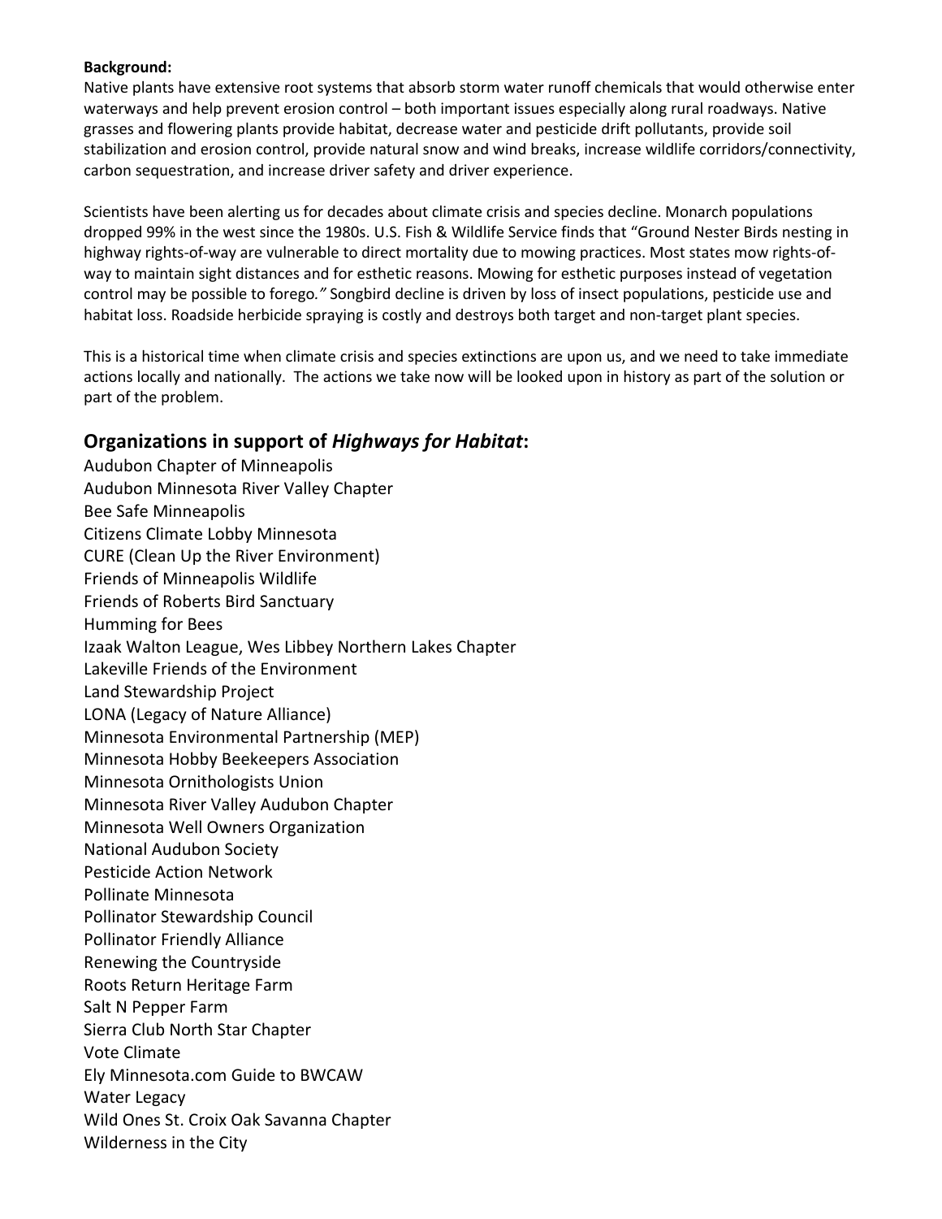**Background:**

Native plants have extensive root systems that absorb storm water runoff chemicals that would otherwise enter waterways and help prevent erosion control – both important issues especially along rural roadways. Native grasses and flowering plants provide habitat, decrease water and pesticide drift pollutants, provide soil stabilization and erosion control, provide natural snow and wind breaks, increase wildlife corridors/connectivity, carbon sequestration, and increase driver safety and driver experience.

Scientists have been alerting us for decades about climate crisis and species decline. Monarch populations dropped 99% in the west since the 1980s. U.S. Fish & Wildlife Service finds that "Ground Nester Birds nesting in highway rights-of-way are vulnerable to direct mortality due to mowing practices. Most states mow rights-of-way to maintain sight distances and for esthetic reasons. Mowing for esthetic purposes instead of vegetation control may be possible to forego*."* Songbird decline is driven by loss of insect populations, pesticide use and habitat loss. Roadside herbicide spraying is costly and destroys both target and non-target plant species.

This is a historical time when climate crisis and species extinctions are upon us, and we need to take immediate actions locally and nationally. The actions we take now will be looked upon in history as part of the solution or part of the problem.

## Organizations in support of *Highways for Habitat*:

Audubon Chapter of Minneapolis
Audubon Minnesota River Valley Chapter
Bee Safe Minneapolis
Citizens Climate Lobby Minnesota
CURE (Clean Up the River Environment)
Friends of Minneapolis Wildlife
Friends of Roberts Bird Sanctuary
Humming for Bees
Izaak Walton League, Wes Libbey Northern Lakes Chapter
Lakeville Friends of the Environment
Land Stewardship Project
LONA (Legacy of Nature Alliance)
Minnesota Environmental Partnership (MEP)
Minnesota Hobby Beekeepers Association
Minnesota Ornithologists Union
Minnesota River Valley Audubon Chapter
Minnesota Well Owners Organization
National Audubon Society
Pesticide Action Network
Pollinate Minnesota
Pollinator Stewardship Council
Pollinator Friendly Alliance
Renewing the Countryside
Roots Return Heritage Farm
Salt N Pepper Farm
Sierra Club North Star Chapter
Vote Climate
Ely Minnesota.com Guide to BWCAW
Water Legacy
Wild Ones St. Croix Oak Savanna Chapter
Wilderness in the City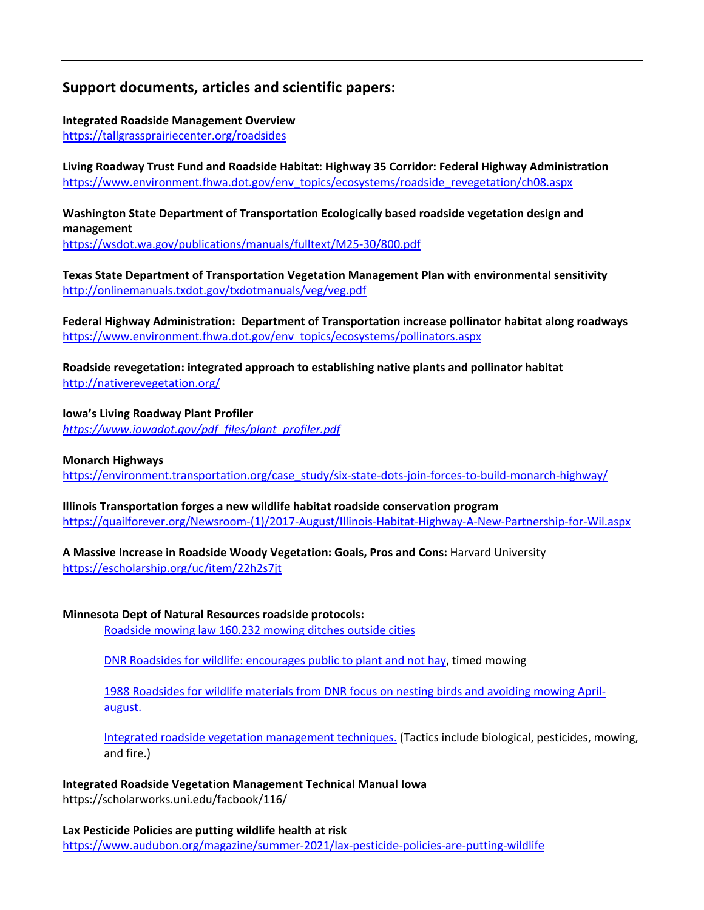## Support documents, articles and scientific papers:

**Integrated Roadside Management Overview**
https://tallgrassprairiecenter.org/roadsides

**Living Roadway Trust Fund and Roadside Habitat: Highway 35 Corridor: Federal Highway Administration**
https://www.environment.fhwa.dot.gov/env_topics/ecosystems/roadside_revegetation/ch08.aspx

**Washington State Department of Transportation Ecologically based roadside vegetation design and management**
https://wsdot.wa.gov/publications/manuals/fulltext/M25-30/800.pdf

**Texas State Department of Transportation Vegetation Management Plan with environmental sensitivity**
http://onlinemanuals.txdot.gov/txdotmanuals/veg/veg.pdf

**Federal Highway Administration: Department of Transportation increase pollinator habitat along roadways**
https://www.environment.fhwa.dot.gov/env_topics/ecosystems/pollinators.aspx

**Roadside revegetation: integrated approach to establishing native plants and pollinator habitat**
http://nativerevegetation.org/

**Iowa's Living Roadway Plant Profiler**
*https://www.iowadot.gov/pdf_files/plant_profiler.pdf*

**Monarch Highways**
https://environment.transportation.org/case_study/six-state-dots-join-forces-to-build-monarch-highway/

**Illinois Transportation forges a new wildlife habitat roadside conservation program**
https://quailforever.org/Newsroom-(1)/2017-August/Illinois-Habitat-Highway-A-New-Partnership-for-Wil.aspx

**A Massive Increase in Roadside Woody Vegetation: Goals, Pros and Cons:** Harvard University
https://escholarship.org/uc/item/22h2s7jt

**Minnesota Dept of Natural Resources roadside protocols:**

- Roadside mowing law 160.232 mowing ditches outside cities
- DNR Roadsides for wildlife: encourages public to plant and not hay, timed mowing
- 1988 Roadsides for wildlife materials from DNR focus on nesting birds and avoiding mowing April-august.
- Integrated roadside vegetation management techniques. (Tactics include biological, pesticides, mowing, and fire.)

**Integrated Roadside Vegetation Management Technical Manual Iowa**
https://scholarworks.uni.edu/facbook/116/

**Lax Pesticide Policies are putting wildlife health at risk**
https://www.audubon.org/magazine/summer-2021/lax-pesticide-policies-are-putting-wildlife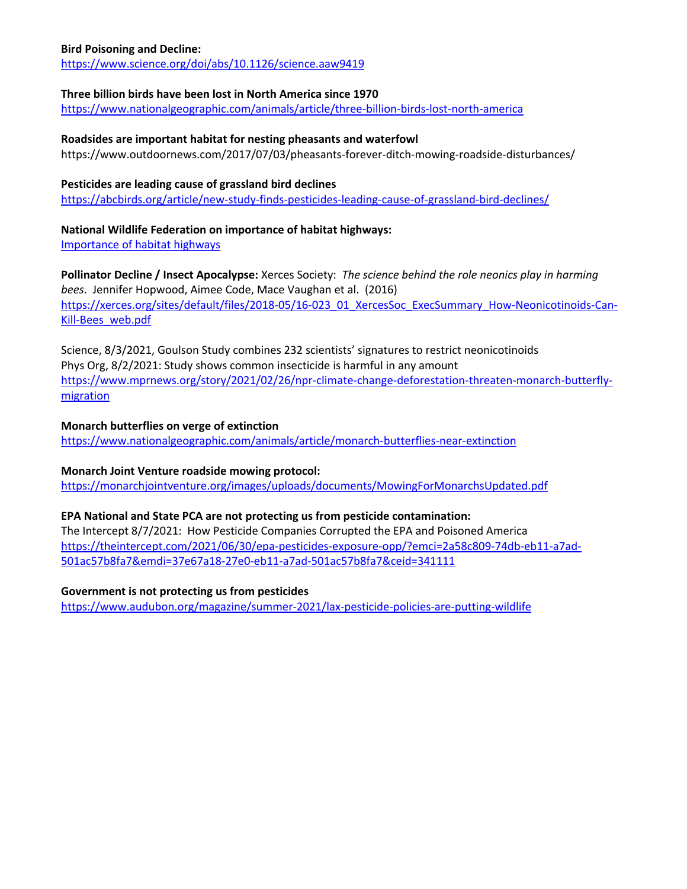**Bird Poisoning and Decline:**
https://www.science.org/doi/abs/10.1126/science.aaw9419

**Three billion birds have been lost in North America since 1970**
https://www.nationalgeographic.com/animals/article/three-billion-birds-lost-north-america

**Roadsides are important habitat for nesting pheasants and waterfowl**
https://www.outdoornews.com/2017/07/03/pheasants-forever-ditch-mowing-roadside-disturbances/

**Pesticides are leading cause of grassland bird declines**
https://abcbirds.org/article/new-study-finds-pesticides-leading-cause-of-grassland-bird-declines/

**National Wildlife Federation on importance of habitat highways:**
Importance of habitat highways

**Pollinator Decline / Insect Apocalypse:** Xerces Society: *The science behind the role neonics play in harming bees*. Jennifer Hopwood, Aimee Code, Mace Vaughan et al. (2016)
https://xerces.org/sites/default/files/2018-05/16-023_01_XercesSoc_ExecSummary_How-Neonicotinoids-Can-Kill-Bees_web.pdf

Science, 8/3/2021, Goulson Study combines 232 scientists' signatures to restrict neonicotinoids
Phys Org, 8/2/2021: Study shows common insecticide is harmful in any amount
https://www.mprnews.org/story/2021/02/26/npr-climate-change-deforestation-threaten-monarch-butterfly-migration

**Monarch butterflies on verge of extinction**
https://www.nationalgeographic.com/animals/article/monarch-butterflies-near-extinction

**Monarch Joint Venture roadside mowing protocol:**
https://monarchjointventure.org/images/uploads/documents/MowingForMonarchsUpdated.pdf

**EPA National and State PCA are not protecting us from pesticide contamination:**
The Intercept 8/7/2021: How Pesticide Companies Corrupted the EPA and Poisoned America
https://theintercept.com/2021/06/30/epa-pesticides-exposure-opp/?emci=2a58c809-74db-eb11-a7ad-501ac57b8fa7&emdi=37e67a18-27e0-eb11-a7ad-501ac57b8fa7&ceid=341111

**Government is not protecting us from pesticides**
https://www.audubon.org/magazine/summer-2021/lax-pesticide-policies-are-putting-wildlife